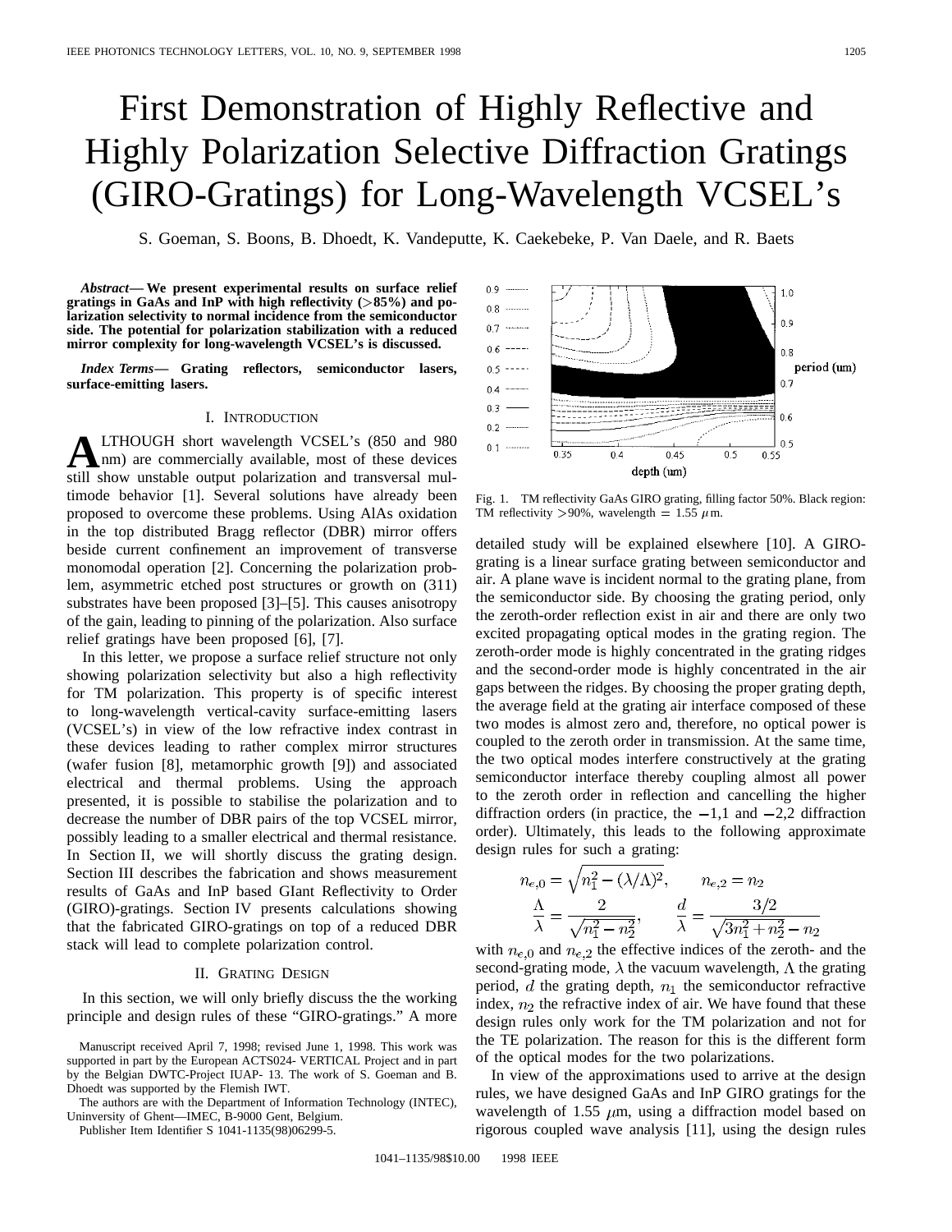# First Demonstration of Highly Reflective and Highly Polarization Selective Diffraction Gratings (GIRO-Gratings) for Long-Wavelength VCSEL's

S. Goeman, S. Boons, B. Dhoedt, K. Vandeputte, K. Caekebeke, P. Van Daele, and R. Baets

***Abstract*— We present experimental results on surface relief gratings in GaAs and InP with high reflectivity (>85%) and polarization selectivity to normal incidence from the semiconductor side. The potential for polarization stabilization with a reduced mirror complexity for long-wavelength VCSEL's is discussed.**

***Index Terms*— Grating reflectors, semiconductor lasers, surface-emitting lasers.**

## I. Introduction

Although short wavelength VCSEL's (850 and 980 nm) are commercially available, most of these devices still show unstable output polarization and transversal multimode behavior [1]. Several solutions have already been proposed to overcome these problems. Using AlAs oxidation in the top distributed Bragg reflector (DBR) mirror offers beside current confinement an improvement of transverse monomodal operation [2]. Concerning the polarization problem, asymmetric etched post structures or growth on (311) substrates have been proposed [3]–[5]. This causes anisotropy of the gain, leading to pinning of the polarization. Also surface relief gratings have been proposed [6], [7].

In this letter, we propose a surface relief structure not only showing polarization selectivity but also a high reflectivity for TM polarization. This property is of specific interest to long-wavelength vertical-cavity surface-emitting lasers (VCSEL's) in view of the low refractive index contrast in these devices leading to rather complex mirror structures (wafer fusion [8], metamorphic growth [9]) and associated electrical and thermal problems. Using the approach presented, it is possible to stabilise the polarization and to decrease the number of DBR pairs of the top VCSEL mirror, possibly leading to a smaller electrical and thermal resistance. In Section II, we will shortly discuss the grating design. Section III describes the fabrication and shows measurement results of GaAs and InP based GIant Reflectivity to Order (GIRO)-gratings. Section IV presents calculations showing that the fabricated GIRO-gratings on top of a reduced DBR stack will lead to complete polarization control.

## II. Grating Design

In this section, we will only briefly discuss the the working principle and design rules of these "GIRO-gratings." A more detailed study will be explained elsewhere [10]. A GIRO-grating is a linear surface grating between semiconductor and air. A plane wave is incident normal to the grating plane, from the semiconductor side. By choosing the grating period, only the zeroth-order reflection exist in air and there are only two excited propagating optical modes in the grating region. The zeroth-order mode is highly concentrated in the grating ridges and the second-order mode is highly concentrated in the air gaps between the ridges. By choosing the proper grating depth, the average field at the grating air interface composed of these two modes is almost zero and, therefore, no optical power is coupled to the zeroth order in transmission. At the same time, the two optical modes interfere constructively at the grating semiconductor interface thereby coupling almost all power to the zeroth order in reflection and cancelling the higher diffraction orders (in practice, the −1,1 and −2,2 diffraction order). Ultimately, this leads to the following approximate design rules for such a grating:

$$n_{e,0} = \sqrt{n_1^2 - (\lambda/\Lambda)^2}, \qquad n_{e,2} = n_2$$

$$\frac{\Lambda}{\lambda} = \frac{2}{\sqrt{n_1^2 - n_2^2}}, \qquad \frac{d}{\lambda} = \frac{3/2}{\sqrt{3n_1^2 + n_2^2} - n_2}$$

with $n_{e,0}$ and $n_{e,2}$ the effective indices of the zeroth- and the second-grating mode, $\lambda$ the vacuum wavelength, $\Lambda$ the grating period, $d$ the grating depth, $n_1$ the semiconductor refractive index, $n_2$ the refractive index of air. We have found that these design rules only work for the TM polarization and not for the TE polarization. The reason for this is the different form of the optical modes for the two polarizations.

In view of the approximations used to arrive at the design rules, we have designed GaAs and InP GIRO gratings for the wavelength of 1.55 $\mu$m, using a diffraction model based on rigorous coupled wave analysis [11], using the design rules

Fig. 1. TM reflectivity GaAs GIRO grating, filling factor 50%. Black region: TM reflectivity >90%, wavelength = 1.55 $\mu$m.

Manuscript received April 7, 1998; revised June 1, 1998. This work was supported in part by the European ACTS024- VERTICAL Project and in part by the Belgian DWTC-Project IUAP- 13. The work of S. Goeman and B. Dhoedt was supported by the Flemish IWT.

The authors are with the Department of Information Technology (INTEC), Uninversity of Ghent—IMEC, B-9000 Gent, Belgium.

Publisher Item Identifier S 1041-1135(98)06299-5.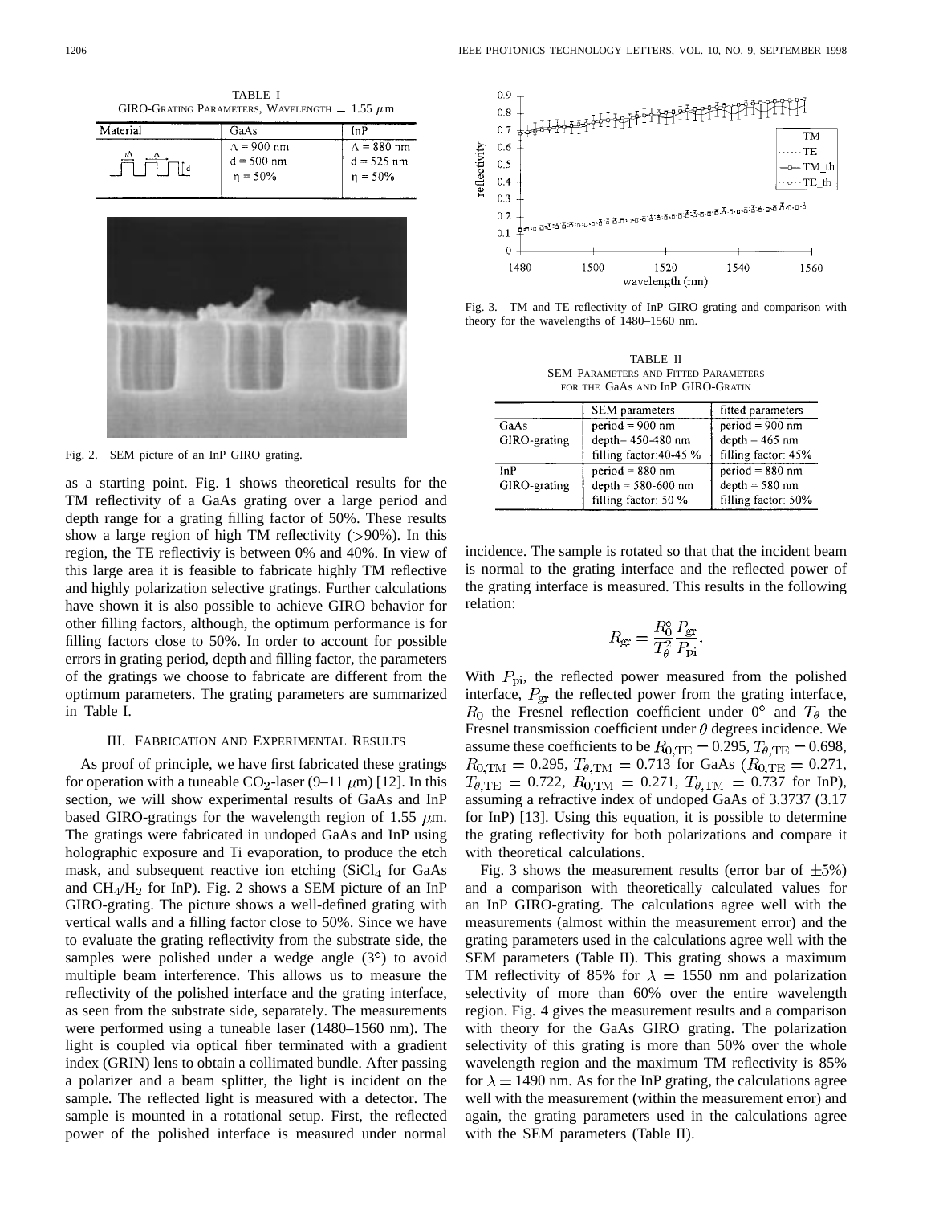TABLE I
GIRO-Grating Parameters, Wavelength = 1.55 $\mu$m

| Material | GaAs | InP |
|---|---|---|
| | $\Lambda$ = 900 nm<br>d = 500 nm<br>$\eta$ = 50% | $\Lambda$ = 880 nm<br>d = 525 nm<br>$\eta$ = 50% |

Fig. 2. SEM picture of an InP GIRO grating.

as a starting point. Fig. 1 shows theoretical results for the TM reflectivity of a GaAs grating over a large period and depth range for a grating filling factor of 50%. These results show a large region of high TM reflectivity (>90%). In this region, the TE reflectiviy is between 0% and 40%. In view of this large area it is feasible to fabricate highly TM reflective and highly polarization selective gratings. Further calculations have shown it is also possible to achieve GIRO behavior for other filling factors, although, the optimum performance is for filling factors close to 50%. In order to account for possible errors in grating period, depth and filling factor, the parameters of the gratings we choose to fabricate are different from the optimum parameters. The grating parameters are summarized in Table I.

## III. Fabrication and Experimental Results

As proof of principle, we have first fabricated these gratings for operation with a tuneable $CO_2$-laser (9–11 $\mu$m) [12]. In this section, we will show experimental results of GaAs and InP based GIRO-gratings for the wavelength region of 1.55 $\mu$m. The gratings were fabricated in undoped GaAs and InP using holographic exposure and Ti evaporation, to produce the etch mask, and subsequent reactive ion etching ($SiCl_4$ for GaAs and $CH_4/H_2$ for InP). Fig. 2 shows a SEM picture of an InP GIRO-grating. The picture shows a well-defined grating with vertical walls and a filling factor close to 50%. Since we have to evaluate the grating reflectivity from the substrate side, the samples were polished under a wedge angle (3°) to avoid multiple beam interference. This allows us to measure the reflectivity of the polished interface and the grating interface, as seen from the substrate side, separately. The measurements were performed using a tuneable laser (1480–1560 nm). The light is coupled via optical fiber terminated with a gradient index (GRIN) lens to obtain a collimated bundle. After passing a polarizer and a beam splitter, the light is incident on the sample. The reflected light is measured with a detector. The sample is mounted in a rotational setup. First, the reflected power of the polished interface is measured under normal incidence. The sample is rotated so that that the incident beam is normal to the grating interface and the reflected power of the grating interface is measured. This results in the following relation:

$$R_{\rm gr} = \frac{R_0^{\circ}}{T_\theta^2}\frac{P_{\rm gr}}{P_{\rm pi}}.$$

With $P_{\rm pi}$, the reflected power measured from the polished interface, $P_{\rm gr}$ the reflected power from the grating interface, $R_0$ the Fresnel reflection coefficient under 0° and $T_\theta$ the Fresnel transmission coefficient under $\theta$ degrees incidence. We assume these coefficients to be $R_{0,\rm TE} = 0.295$, $T_{\theta,\rm TE} = 0.698$, $R_{0,\rm TM} = 0.295$, $T_{\theta,\rm TM} = 0.713$ for GaAs ($R_{0,\rm TE} = 0.271$, $T_{\theta,\rm TE} = 0.722$, $R_{0,\rm TM} = 0.271$, $T_{\theta,\rm TM} = 0.737$ for InP), assuming a refractive index of undoped GaAs of 3.3737 (3.17 for InP) [13]. Using this equation, it is possible to determine the grating reflectivity for both polarizations and compare it with theoretical calculations.

Fig. 3. TM and TE reflectivity of InP GIRO grating and comparison with theory for the wavelengths of 1480–1560 nm.

TABLE II
SEM Parameters and Fitted Parameters for the GaAs and InP GIRO-Gratin

| | SEM parameters | fitted parameters |
|---|---|---|
| GaAs GIRO-grating | period = 900 nm<br>depth= 450-480 nm<br>filling factor:40-45 % | period = 900 nm<br>depth = 465 nm<br>filling factor: 45% |
| InP GIRO-grating | period = 880 nm<br>depth = 580-600 nm<br>filling factor: 50 % | period = 880 nm<br>depth = 580 nm<br>filling factor: 50% |

Fig. 3 shows the measurement results (error bar of $\pm 5\%$) and a comparison with theoretically calculated values for an InP GIRO-grating. The calculations agree well with the measurements (almost within the measurement error) and the grating parameters used in the calculations agree well with the SEM parameters (Table II). This grating shows a maximum TM reflectivity of 85% for $\lambda = 1550$ nm and polarization selectivity of more than 60% over the entire wavelength region. Fig. 4 gives the measurement results and a comparison with theory for the GaAs GIRO grating. The polarization selectivity of this grating is more than 50% over the whole wavelength region and the maximum TM reflectivity is 85% for $\lambda = 1490$ nm. As for the InP grating, the calculations agree well with the measurement (within the measurement error) and again, the grating parameters used in the calculations agree with the SEM parameters (Table II).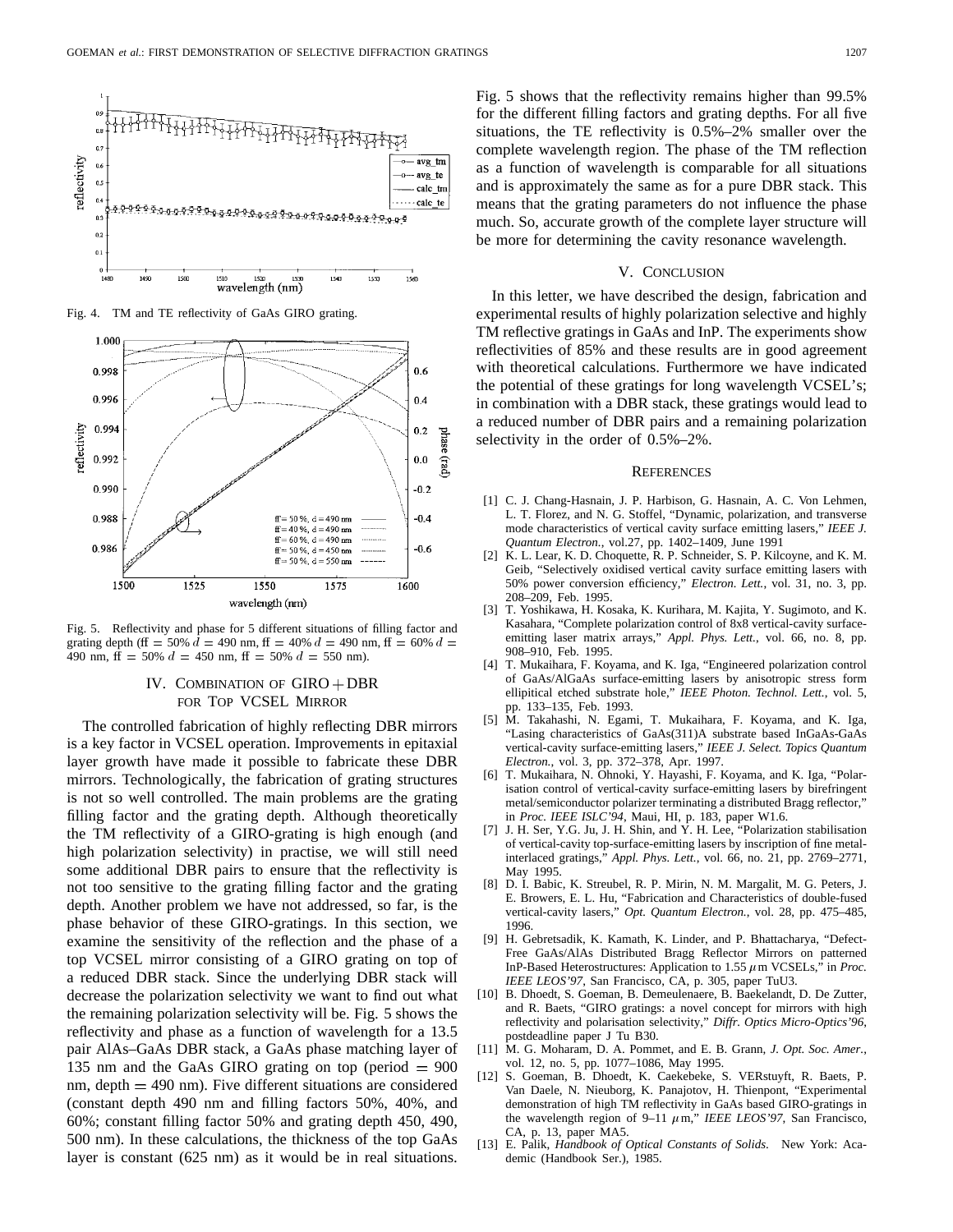reflectivity

wavelength (nm)

avg_tm
avg_te
calc_tm
calc_te

Fig. 4. TM and TE reflectivity of GaAs GIRO grating.

reflectivity

phase (rad)

wavelength (nm)

ff = 50 %, d = 490 nm
ff = 40 %, d = 490 nm
ff = 60 %, d = 490 nm
ff = 50 %, d = 450 nm
ff = 50 %, d = 550 nm

Fig. 5. Reflectivity and phase for 5 different situations of filling factor and grating depth (ff = 50% $d$ = 490 nm, ff = 40% $d$ = 490 nm, ff = 60% $d$ = 490 nm, ff = 50% $d$ = 450 nm, ff = 50% $d$ = 550 nm).

## IV. Combination of GIRO + DBR for Top VCSEL Mirror

The controlled fabrication of highly reflecting DBR mirrors is a key factor in VCSEL operation. Improvements in epitaxial layer growth have made it possible to fabricate these DBR mirrors. Technologically, the fabrication of grating structures is not so well controlled. The main problems are the grating filling factor and the grating depth. Although theoretically the TM reflectivity of a GIRO-grating is high enough (and high polarization selectivity) in practise, we will still need some additional DBR pairs to ensure that the reflectivity is not too sensitive to the grating filling factor and the grating depth. Another problem we have not addressed, so far, is the phase behavior of these GIRO-gratings. In this section, we examine the sensitivity of the reflection and the phase of a top VCSEL mirror consisting of a GIRO grating on top of a reduced DBR stack. Since the underlying DBR stack will decrease the polarization selectivity we want to find out what the remaining polarization selectivity will be. Fig. 5 shows the reflectivity and phase as a function of wavelength for a 13.5 pair AlAs–GaAs DBR stack, a GaAs phase matching layer of 135 nm and the GaAs GIRO grating on top (period = 900 nm, depth = 490 nm). Five different situations are considered (constant depth 490 nm and filling factors 50%, 40%, and 60%; constant filling factor 50% and grating depth 450, 490, 500 nm). In these calculations, the thickness of the top GaAs layer is constant (625 nm) as it would be in real situations. Fig. 5 shows that the reflectivity remains higher than 99.5% for the different filling factors and grating depths. For all five situations, the TE reflectivity is 0.5%–2% smaller over the complete wavelength region. The phase of the TM reflection as a function of wavelength is comparable for all situations and is approximately the same as for a pure DBR stack. This means that the grating parameters do not influence the phase much. So, accurate growth of the complete layer structure will be more for determining the cavity resonance wavelength.

## V. Conclusion

In this letter, we have described the design, fabrication and experimental results of highly polarization selective and highly TM reflective gratings in GaAs and InP. The experiments show reflectivities of 85% and these results are in good agreement with theoretical calculations. Furthermore we have indicated the potential of these gratings for long wavelength VCSEL's; in combination with a DBR stack, these gratings would lead to a reduced number of DBR pairs and a remaining polarization selectivity in the order of 0.5%–2%.

## References

[1] C. J. Chang-Hasnain, J. P. Harbison, G. Hasnain, A. C. Von Lehmen, L. T. Florez, and N. G. Stoffel, "Dynamic, polarization, and transverse mode characteristics of vertical cavity surface emitting lasers," *IEEE J. Quantum Electron.*, vol.27, pp. 1402–1409, June 1991

[2] K. L. Lear, K. D. Choquette, R. P. Schneider, S. P. Kilcoyne, and K. M. Geib, "Selectively oxidised vertical cavity surface emitting lasers with 50% power conversion efficiency," *Electron. Lett.*, vol. 31, no. 3, pp. 208–209, Feb. 1995.

[3] T. Yoshikawa, H. Kosaka, K. Kurihara, M. Kajita, Y. Sugimoto, and K. Kasahara, "Complete polarization control of 8x8 vertical-cavity surface-emitting laser matrix arrays," *Appl. Phys. Lett.*, vol. 66, no. 8, pp. 908–910, Feb. 1995.

[4] T. Mukaihara, F. Koyama, and K. Iga, "Engineered polarization control of GaAs/AlGaAs surface-emitting lasers by anisotropic stress form ellipitical etched substrate hole," *IEEE Photon. Technol. Lett.*, vol. 5, pp. 133–135, Feb. 1993.

[5] M. Takahashi, N. Egami, T. Mukaihara, F. Koyama, and K. Iga, "Lasing characteristics of GaAs(311)A substrate based InGaAs-GaAs vertical-cavity surface-emitting lasers," *IEEE J. Select. Topics Quantum Electron.*, vol. 3, pp. 372–378, Apr. 1997.

[6] T. Mukaihara, N. Ohnoki, Y. Hayashi, F. Koyama, and K. Iga, "Polarisation control of vertical-cavity surface-emitting lasers by birefringent metal/semiconductor polarizer terminating a distributed Bragg reflector," in *Proc. IEEE ISLC'94*, Maui, HI, p. 183, paper W1.6.

[7] J. H. Ser, Y.G. Ju, J. H. Shin, and Y. H. Lee, "Polarization stabilisation of vertical-cavity top-surface-emitting lasers by inscription of fine metal-interlaced gratings," *Appl. Phys. Lett.*, vol. 66, no. 21, pp. 2769–2771, May 1995.

[8] D. I. Babic, K. Streubel, R. P. Mirin, N. M. Margalit, M. G. Peters, J. E. Browers, E. L. Hu, "Fabrication and Characteristics of double-fused vertical-cavity lasers," *Opt. Quantum Electron.*, vol. 28, pp. 475–485, 1996.

[9] H. Gebretsadik, K. Kamath, K. Linder, and P. Bhattacharya, "Defect-Free GaAs/AlAs Distributed Bragg Reflector Mirrors on patterned InP-Based Heterostructures: Application to 1.55 $\mu$m VCSELs," in *Proc. IEEE LEOS'97*, San Francisco, CA, p. 305, paper TuU3.

[10] B. Dhoedt, S. Goeman, B. Demeulenaere, B. Baekelandt, D. De Zutter, and R. Baets, "GIRO gratings: a novel concept for mirrors with high reflectivity and polarisation selectivity," *Diffr. Optics Micro-Optics'96*, postdeadline paper J Tu B30.

[11] M. G. Moharam, D. A. Pommet, and E. B. Grann, *J. Opt. Soc. Amer.*, vol. 12, no. 5, pp. 1077–1086, May 1995.

[12] S. Goeman, B. Dhoedt, K. Caekebeke, S. VERstuyft, R. Baets, P. Van Daele, N. Nieuborg, K. Panajotov, H. Thienpont, "Experimental demonstration of high TM reflectivity in GaAs based GIRO-gratings in the wavelength region of 9–11 $\mu$m," *IEEE LEOS'97*, San Francisco, CA, p. 13, paper MA5.

[13] E. Palik, *Handbook of Optical Constants of Solids*. New York: Academic (Handbook Ser.), 1985.